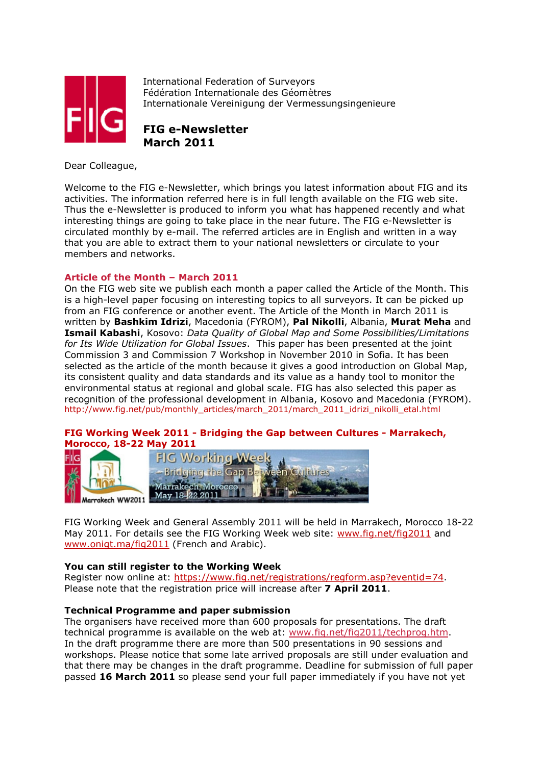International Federation of Surveyors
Fédération Internationale des Géomètres
Internationale Vereinigung der Vermessungsingenieure

# FIG e-Newsletter
# March 2011

Dear Colleague,

Welcome to the FIG e-Newsletter, which brings you latest information about FIG and its activities. The information referred here is in full length available on the FIG web site. Thus the e-Newsletter is produced to inform you what has happened recently and what interesting things are going to take place in the near future. The FIG e-Newsletter is circulated monthly by e-mail. The referred articles are in English and written in a way that you are able to extract them to your national newsletters or circulate to your members and networks.

## Article of the Month – March 2011

On the FIG web site we publish each month a paper called the Article of the Month. This is a high-level paper focusing on interesting topics to all surveyors. It can be picked up from an FIG conference or another event. The Article of the Month in March 2011 is written by **Bashkim Idrizi**, Macedonia (FYROM), **Pal Nikolli**, Albania, **Murat Meha** and **Ismail Kabashi**, Kosovo: *Data Quality of Global Map and Some Possibilities/Limitations for Its Wide Utilization for Global Issues*. This paper has been presented at the joint Commission 3 and Commission 7 Workshop in November 2010 in Sofia. It has been selected as the article of the month because it gives a good introduction on Global Map, its consistent quality and data standards and its value as a handy tool to monitor the environmental status at regional and global scale. FIG has also selected this paper as recognition of the professional development in Albania, Kosovo and Macedonia (FYROM).
http://www.fig.net/pub/monthly_articles/march_2011/march_2011_idrizi_nikolli_etal.html

## FIG Working Week 2011 - Bridging the Gap between Cultures - Marrakech, Morocco, 18-22 May 2011

FIG Working Week and General Assembly 2011 will be held in Marrakech, Morocco 18-22 May 2011. For details see the FIG Working Week web site: www.fig.net/fig2011 and www.onigt.ma/fig2011 (French and Arabic).

### You can still register to the Working Week

Register now online at: https://www.fig.net/registrations/regform.asp?eventid=74.
Please note that the registration price will increase after **7 April 2011**.

### Technical Programme and paper submission

The organisers have received more than 600 proposals for presentations. The draft technical programme is available on the web at: www.fig.net/fig2011/techprog.htm.
In the draft programme there are more than 500 presentations in 90 sessions and workshops. Please notice that some late arrived proposals are still under evaluation and that there may be changes in the draft programme. Deadline for submission of full paper passed **16 March 2011** so please send your full paper immediately if you have not yet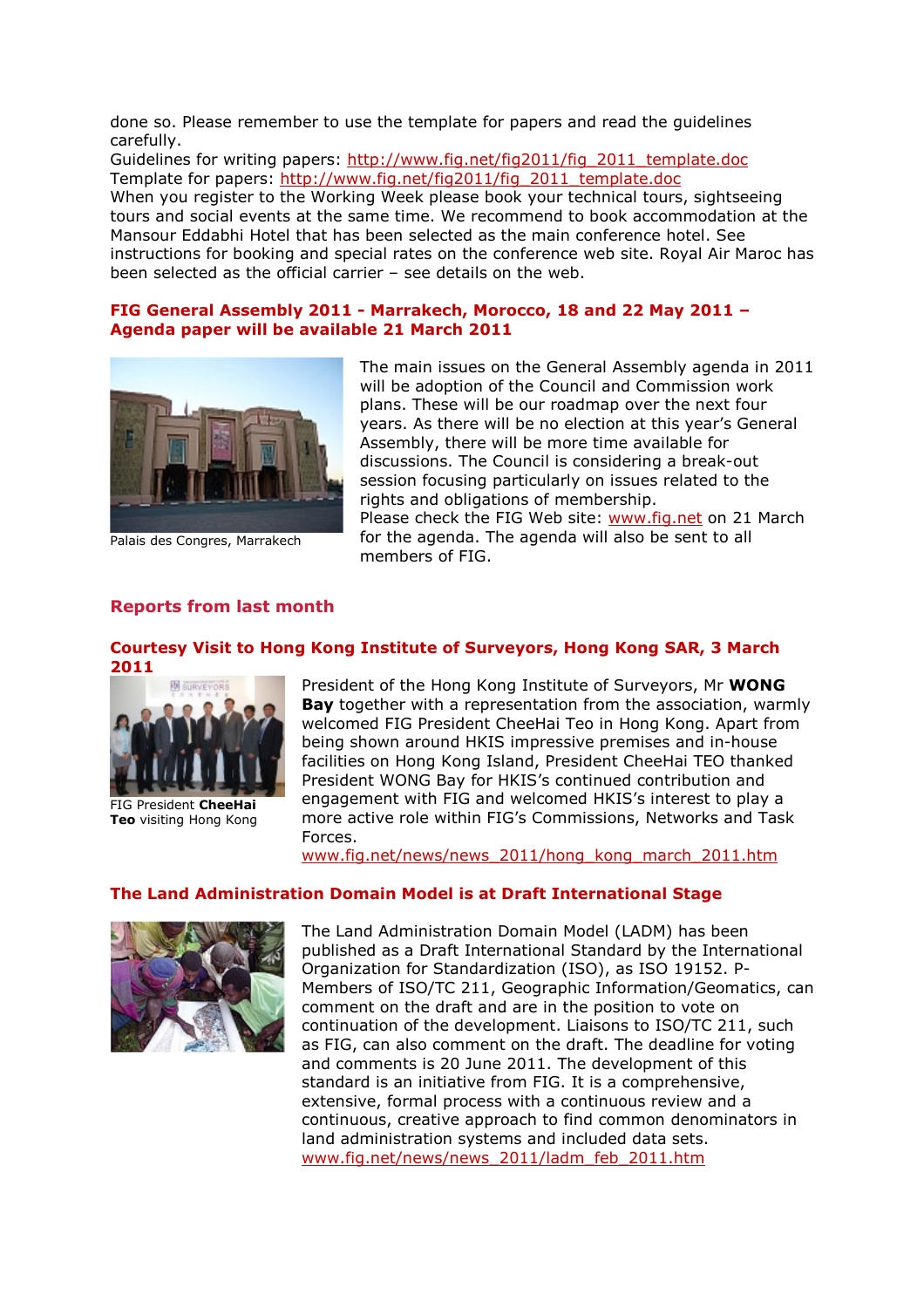done so. Please remember to use the template for papers and read the guidelines carefully.
Guidelines for writing papers: http://www.fig.net/fig2011/fig_2011_template.doc
Template for papers: http://www.fig.net/fig2011/fig_2011_template.doc
When you register to the Working Week please book your technical tours, sightseeing tours and social events at the same time. We recommend to book accommodation at the Mansour Eddahbi Hotel that has been selected as the main conference hotel. See instructions for booking and special rates on the conference web site. Royal Air Maroc has been selected as the official carrier – see details on the web.

### FIG General Assembly 2011 - Marrakech, Morocco, 18 and 22 May 2011 – Agenda paper will be available 21 March 2011

Palais des Congres, Marrakech

The main issues on the General Assembly agenda in 2011 will be adoption of the Council and Commission work plans. These will be our roadmap over the next four years. As there will be no election at this year's General Assembly, there will be more time available for discussions. The Council is considering a break-out session focusing particularly on issues related to the rights and obligations of membership.
Please check the FIG Web site: www.fig.net on 21 March for the agenda. The agenda will also be sent to all members of FIG.

## Reports from last month

### Courtesy Visit to Hong Kong Institute of Surveyors, Hong Kong SAR, 3 March 2011

FIG President **CheeHai Teo** visiting Hong Kong

President of the Hong Kong Institute of Surveyors, Mr **WONG Bay** together with a representation from the association, warmly welcomed FIG President CheeHai Teo in Hong Kong. Apart from being shown around HKIS impressive premises and in-house facilities on Hong Kong Island, President CheeHai TEO thanked President WONG Bay for HKIS's continued contribution and engagement with FIG and welcomed HKIS's interest to play a more active role within FIG's Commissions, Networks and Task Forces.
www.fig.net/news/news_2011/hong_kong_march_2011.htm

### The Land Administration Domain Model is at Draft International Stage

The Land Administration Domain Model (LADM) has been published as a Draft International Standard by the International Organization for Standardization (ISO), as ISO 19152. P-Members of ISO/TC 211, Geographic Information/Geomatics, can comment on the draft and are in the position to vote on continuation of the development. Liaisons to ISO/TC 211, such as FIG, can also comment on the draft. The deadline for voting and comments is 20 June 2011. The development of this standard is an initiative from FIG. It is a comprehensive, extensive, formal process with a continuous review and a continuous, creative approach to find common denominators in land administration systems and included data sets.
www.fig.net/news/news_2011/ladm_feb_2011.htm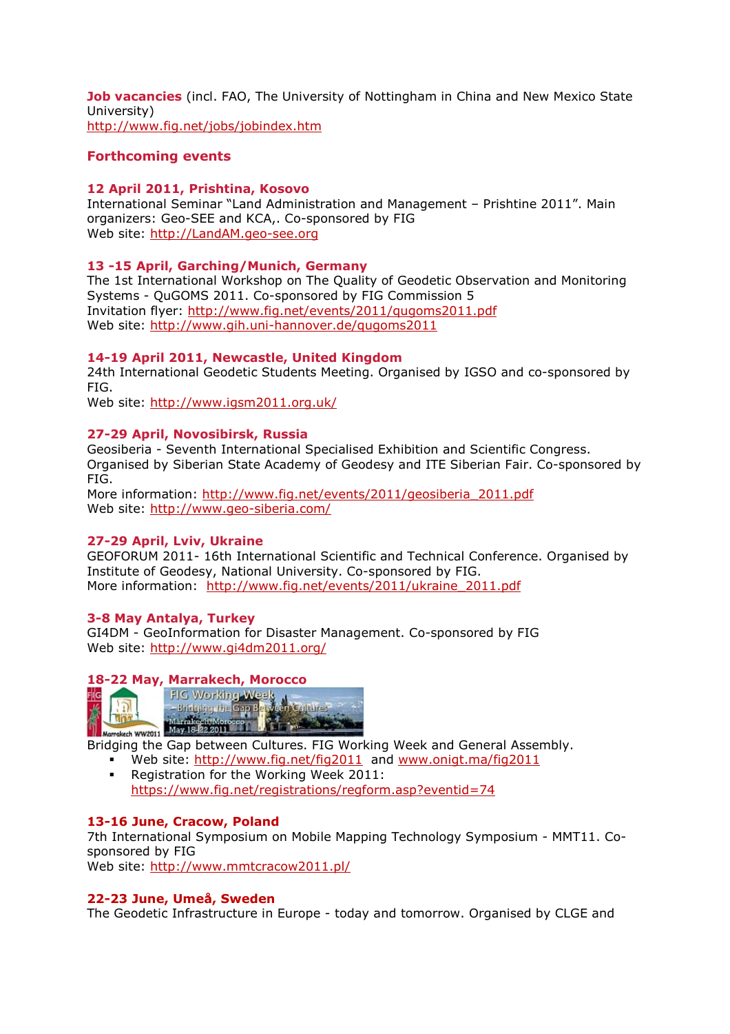**Job vacancies** (incl. FAO, The University of Nottingham in China and New Mexico State University)
http://www.fig.net/jobs/jobindex.htm

## Forthcoming events

### 12 April 2011, Prishtina, Kosovo

International Seminar "Land Administration and Management – Prishtine 2011". Main organizers: Geo-SEE and KCA,. Co-sponsored by FIG
Web site: http://LandAM.geo-see.org

### 13 -15 April, Garching/Munich, Germany

The 1st International Workshop on The Quality of Geodetic Observation and Monitoring Systems - QuGOMS 2011. Co-sponsored by FIG Commission 5
Invitation flyer: http://www.fig.net/events/2011/qugoms2011.pdf
Web site: http://www.gih.uni-hannover.de/qugoms2011

### 14-19 April 2011, Newcastle, United Kingdom

24th International Geodetic Students Meeting. Organised by IGSO and co-sponsored by FIG.
Web site: http://www.igsm2011.org.uk/

### 27-29 April, Novosibirsk, Russia

Geosiberia - Seventh International Specialised Exhibition and Scientific Congress. Organised by Siberian State Academy of Geodesy and ITE Siberian Fair. Co-sponsored by FIG.
More information: http://www.fig.net/events/2011/geosiberia_2011.pdf
Web site: http://www.geo-siberia.com/

### 27-29 April, Lviv, Ukraine

GEOFORUM 2011- 16th International Scientific and Technical Conference. Organised by Institute of Geodesy, National University. Co-sponsored by FIG.
More information: http://www.fig.net/events/2011/ukraine_2011.pdf

### 3-8 May Antalya, Turkey

GI4DM - GeoInformation for Disaster Management. Co-sponsored by FIG
Web site: http://www.gi4dm2011.org/

### 18-22 May, Marrakech, Morocco

Bridging the Gap between Cultures. FIG Working Week and General Assembly.

- Web site: http://www.fig.net/fig2011 and www.onigt.ma/fig2011
- Registration for the Working Week 2011: https://www.fig.net/registrations/regform.asp?eventid=74

### 13-16 June, Cracow, Poland

7th International Symposium on Mobile Mapping Technology Symposium - MMT11. Co-sponsored by FIG
Web site: http://www.mmtcracow2011.pl/

### 22-23 June, Umeå, Sweden

The Geodetic Infrastructure in Europe - today and tomorrow. Organised by CLGE and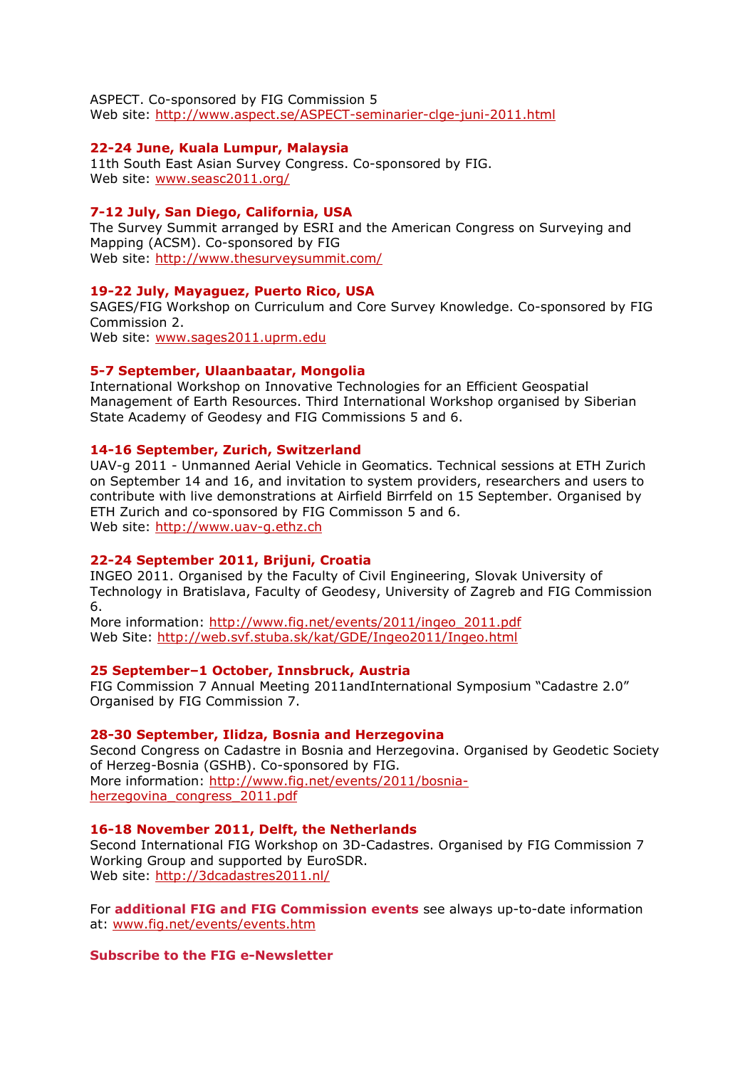ASPECT. Co-sponsored by FIG Commission 5
Web site: http://www.aspect.se/ASPECT-seminarier-clge-juni-2011.html

**22-24 June, Kuala Lumpur, Malaysia**
11th South East Asian Survey Congress. Co-sponsored by FIG.
Web site: www.seasc2011.org/

**7-12 July, San Diego, California, USA**
The Survey Summit arranged by ESRI and the American Congress on Surveying and Mapping (ACSM). Co-sponsored by FIG
Web site: http://www.thesurveysummit.com/

**19-22 July, Mayaguez, Puerto Rico, USA**
SAGES/FIG Workshop on Curriculum and Core Survey Knowledge. Co-sponsored by FIG Commission 2.
Web site: www.sages2011.uprm.edu

**5-7 September, Ulaanbaatar, Mongolia**
International Workshop on Innovative Technologies for an Efficient Geospatial Management of Earth Resources. Third International Workshop organised by Siberian State Academy of Geodesy and FIG Commissions 5 and 6.

**14-16 September, Zurich, Switzerland**
UAV-g 2011 - Unmanned Aerial Vehicle in Geomatics. Technical sessions at ETH Zurich on September 14 and 16, and invitation to system providers, researchers and users to contribute with live demonstrations at Airfield Birrfeld on 15 September. Organised by ETH Zurich and co-sponsored by FIG Commisson 5 and 6.
Web site: http://www.uav-g.ethz.ch

**22-24 September 2011, Brijuni, Croatia**
INGEO 2011. Organised by the Faculty of Civil Engineering, Slovak University of Technology in Bratislava, Faculty of Geodesy, University of Zagreb and FIG Commission 6.
More information: http://www.fig.net/events/2011/ingeo_2011.pdf
Web Site: http://web.svf.stuba.sk/kat/GDE/Ingeo2011/Ingeo.html

**25 September–1 October, Innsbruck, Austria**
FIG Commission 7 Annual Meeting 2011andInternational Symposium “Cadastre 2.0” Organised by FIG Commission 7.

**28-30 September, Ilidza, Bosnia and Herzegovina**
Second Congress on Cadastre in Bosnia and Herzegovina. Organised by Geodetic Society of Herzeg-Bosnia (GSHB). Co-sponsored by FIG.
More information: http://www.fig.net/events/2011/bosnia-herzegovina_congress_2011.pdf

**16-18 November 2011, Delft, the Netherlands**
Second International FIG Workshop on 3D-Cadastres. Organised by FIG Commission 7 Working Group and supported by EuroSDR.
Web site: http://3dcadastres2011.nl/

For **additional FIG and FIG Commission events** see always up-to-date information at: www.fig.net/events/events.htm

**Subscribe to the FIG e-Newsletter**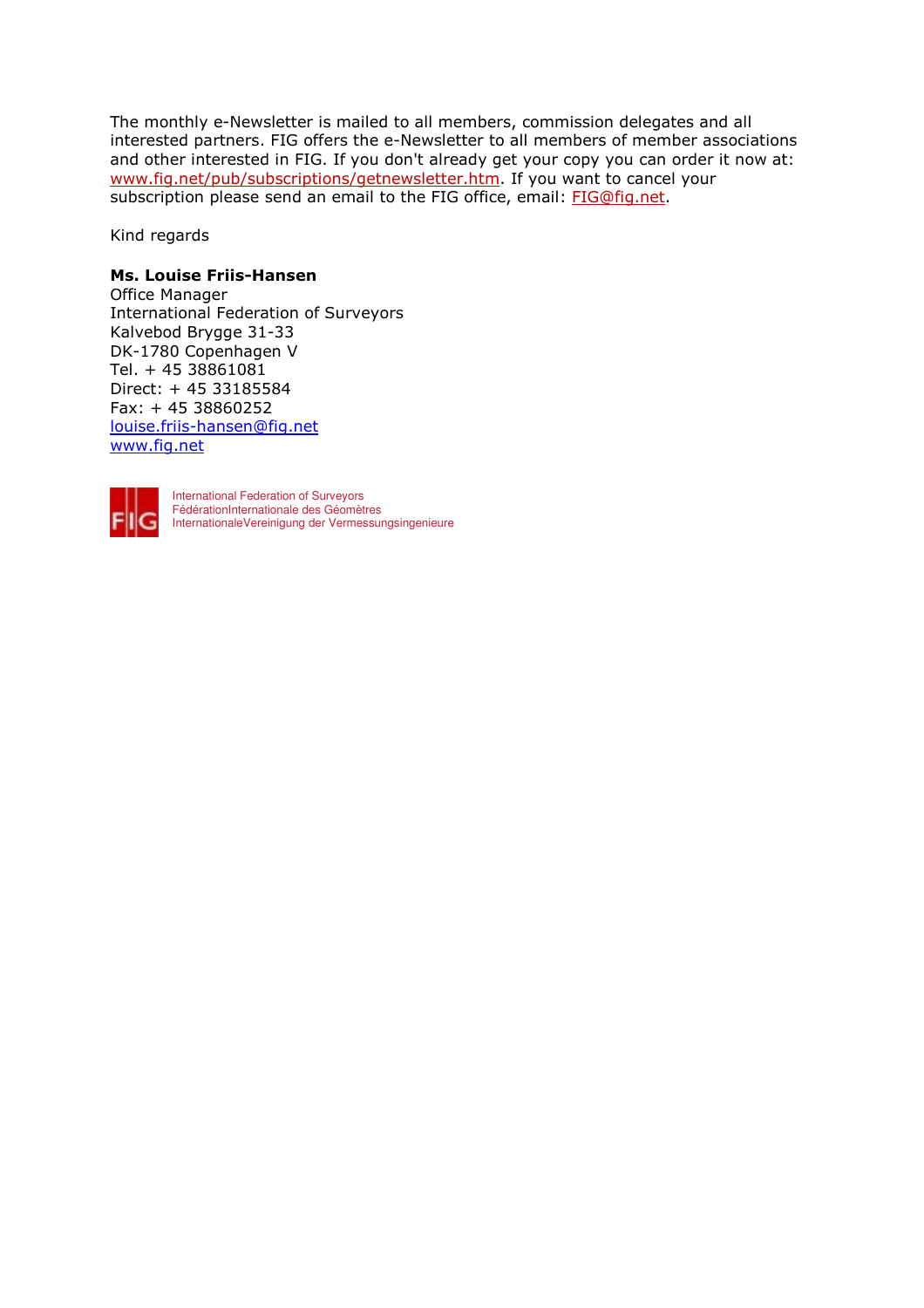The monthly e-Newsletter is mailed to all members, commission delegates and all interested partners. FIG offers the e-Newsletter to all members of member associations and other interested in FIG. If you don't already get your copy you can order it now at: www.fig.net/pub/subscriptions/getnewsletter.htm. If you want to cancel your subscription please send an email to the FIG office, email: FIG@fig.net.

Kind regards

**Ms. Louise Friis-Hansen**
Office Manager
International Federation of Surveyors
Kalvebod Brygge 31-33
DK-1780 Copenhagen V
Tel. + 45 38861081
Direct: + 45 33185584
Fax: + 45 38860252
louise.friis-hansen@fig.net
www.fig.net

FIG
International Federation of Surveyors
FédérationInternationale des Géomètres
InternationaleVereinigung der Vermessungsingenieure